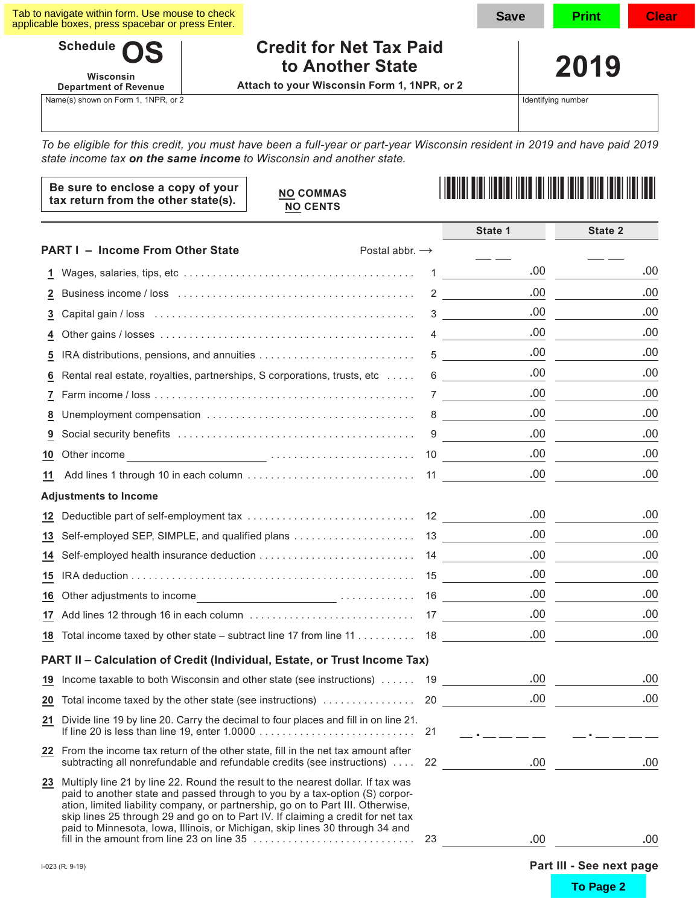Tab to navigate within form. Use mouse to check applicable boxes, press spacebar or press Enter.

Save | Print | Clear

# Schedule OS

Wisconsin Department of Revenue

## Credit for Net Tax Paid to Another State

**Attach to your Wisconsin Form 1, 1NPR, or 2**

# 2019

| Name(s) shown on Form 1, 1NPR, or 2 | Identifying number |
|---|---|
| | |

*To be eligible for this credit, you must have been a full-year or part-year Wisconsin resident in 2019 and have paid 2019 state income tax* ***on the same income*** *to Wisconsin and another state.*

**Be sure to enclose a copy of your tax return from the other state(s).**

**NO COMMAS**
**NO CENTS**

| | | State 1 | State 2 |
|---|---|---|---|
| **PART I – Income From Other State** | Postal abbr. → | __ __ | __ __ |
| **1** Wages, salaries, tips, etc | 1 | .00 | .00 |
| **2** Business income / loss | 2 | .00 | .00 |
| **3** Capital gain / loss | 3 | .00 | .00 |
| **4** Other gains / losses | 4 | .00 | .00 |
| **5** IRA distributions, pensions, and annuities | 5 | .00 | .00 |
| **6** Rental real estate, royalties, partnerships, S corporations, trusts, etc | 6 | .00 | .00 |
| **7** Farm income / loss | 7 | .00 | .00 |
| **8** Unemployment compensation | 8 | .00 | .00 |
| **9** Social security benefits | 9 | .00 | .00 |
| **10** Other income ______________ | 10 | .00 | .00 |
| **11** Add lines 1 through 10 in each column | 11 | .00 | .00 |
| **Adjustments to Income** | | | |
| **12** Deductible part of self-employment tax | 12 | .00 | .00 |
| **13** Self-employed SEP, SIMPLE, and qualified plans | 13 | .00 | .00 |
| **14** Self-employed health insurance deduction | 14 | .00 | .00 |
| **15** IRA deduction | 15 | .00 | .00 |
| **16** Other adjustments to income ______________ | 16 | .00 | .00 |
| **17** Add lines 12 through 16 in each column | 17 | .00 | .00 |
| **18** Total income taxed by other state – subtract line 17 from line 11 | 18 | .00 | .00 |
| **PART II – Calculation of Credit (Individual, Estate, or Trust Income Tax)** | | | |
| **19** Income taxable to both Wisconsin and other state (see instructions) | 19 | .00 | .00 |
| **20** Total income taxed by the other state (see instructions) | 20 | .00 | .00 |
| **21** Divide line 19 by line 20. Carry the decimal to four places and fill in on line 21. If line 20 is less than line 19, enter 1.0000 | 21 | __ . __ __ __ __ | __ . __ __ __ __ |
| **22** From the income tax return of the other state, fill in the net tax amount after subtracting all nonrefundable and refundable credits (see instructions) | 22 | .00 | .00 |
| **23** Multiply line 21 by line 22. Round the result to the nearest dollar. If tax was paid to another state and passed through to you by a tax-option (S) corporation, limited liability company, or partnership, go on to Part III. Otherwise, skip lines 25 through 29 and go on to Part IV. If claiming a credit for net tax paid to Minnesota, Iowa, Illinois, or Michigan, skip lines 30 through 34 and fill in the amount from line 23 on line 35 | 23 | .00 | .00 |

I-023 (R. 9-19)

**Part III - See next page**

To Page 2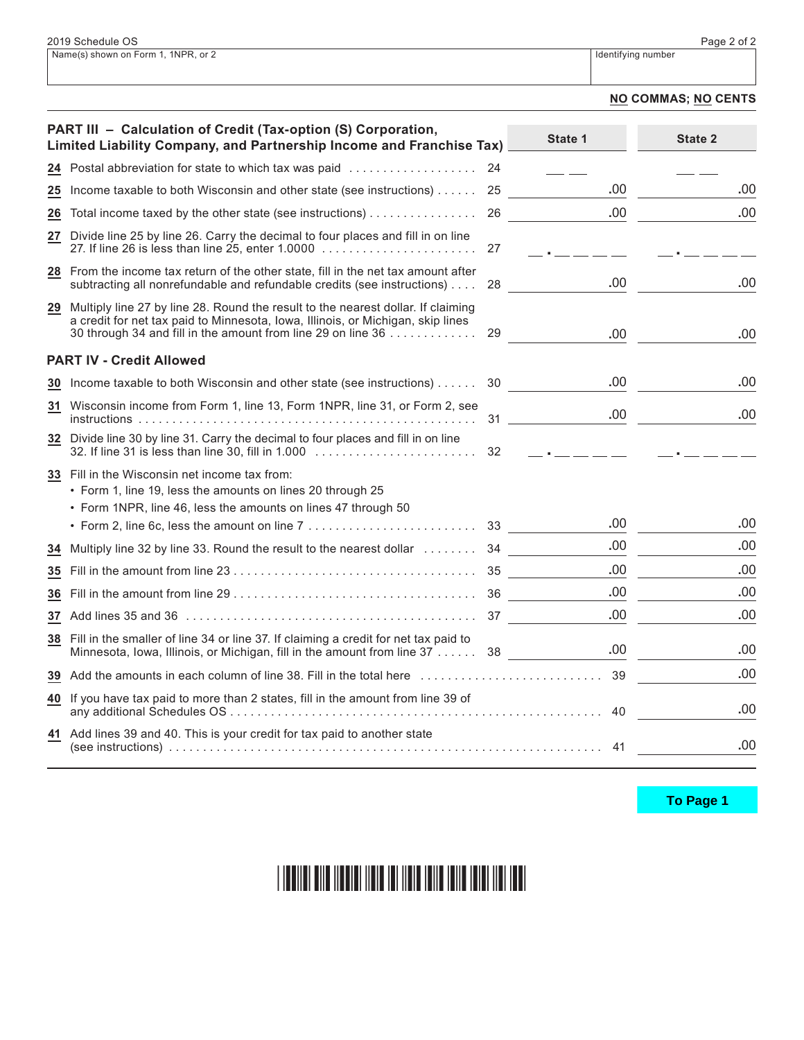2019 Schedule OS

| Name(s) shown on Form 1, 1NPR, or 2 | Identifying number |
|---|---|
| | |

**NO COMMAS; NO CENTS**

| **PART III – Calculation of Credit (Tax-option (S) Corporation, Limited Liability Company, and Partnership Income and Franchise Tax)** | | **State 1** | **State 2** |
|---|---|---|---|
| **24** Postal abbreviation for state to which tax was paid | 24 | __ __ | __ __ |
| **25** Income taxable to both Wisconsin and other state (see instructions) | 25 | .00 | .00 |
| **26** Total income taxed by the other state (see instructions) | 26 | .00 | .00 |
| **27** Divide line 25 by line 26. Carry the decimal to four places and fill in on line 27. If line 26 is less than line 25, enter 1.0000 | 27 | __ . __ __ __ __ | __ . __ __ __ __ |
| **28** From the income tax return of the other state, fill in the net tax amount after subtracting all nonrefundable and refundable credits (see instructions) | 28 | .00 | .00 |
| **29** Multiply line 27 by line 28. Round the result to the nearest dollar. If claiming a credit for net tax paid to Minnesota, Iowa, Illinois, or Michigan, skip lines 30 through 34 and fill in the amount from line 29 on line 36 | 29 | .00 | .00 |
| **PART IV - Credit Allowed** | | | |
| **30** Income taxable to both Wisconsin and other state (see instructions) | 30 | .00 | .00 |
| **31** Wisconsin income from Form 1, line 13, Form 1NPR, line 31, or Form 2, see instructions | 31 | .00 | .00 |
| **32** Divide line 30 by line 31. Carry the decimal to four places and fill in on line 32. If line 31 is less than line 30, fill in 1.000 | 32 | __ . __ __ __ __ | __ . __ __ __ __ |
| **33** Fill in the Wisconsin net income tax from: • Form 1, line 19, less the amounts on lines 20 through 25 • Form 1NPR, line 46, less the amounts on lines 47 through 50 • Form 2, line 6c, less the amount on line 7 | 33 | .00 | .00 |
| **34** Multiply line 32 by line 33. Round the result to the nearest dollar | 34 | .00 | .00 |
| **35** Fill in the amount from line 23 | 35 | .00 | .00 |
| **36** Fill in the amount from line 29 | 36 | .00 | .00 |
| **37** Add lines 35 and 36 | 37 | .00 | .00 |
| **38** Fill in the smaller of line 34 or line 37. If claiming a credit for net tax paid to Minnesota, Iowa, Illinois, or Michigan, fill in the amount from line 37 | 38 | .00 | .00 |
| **39** Add the amounts in each column of line 38. Fill in the total here | | 39 | .00 |
| **40** If you have tax paid to more than 2 states, fill in the amount from line 39 of any additional Schedules OS | | 40 | .00 |
| **41** Add lines 39 and 40. This is your credit for tax paid to another state (see instructions) | | 41 | .00 |

To Page 1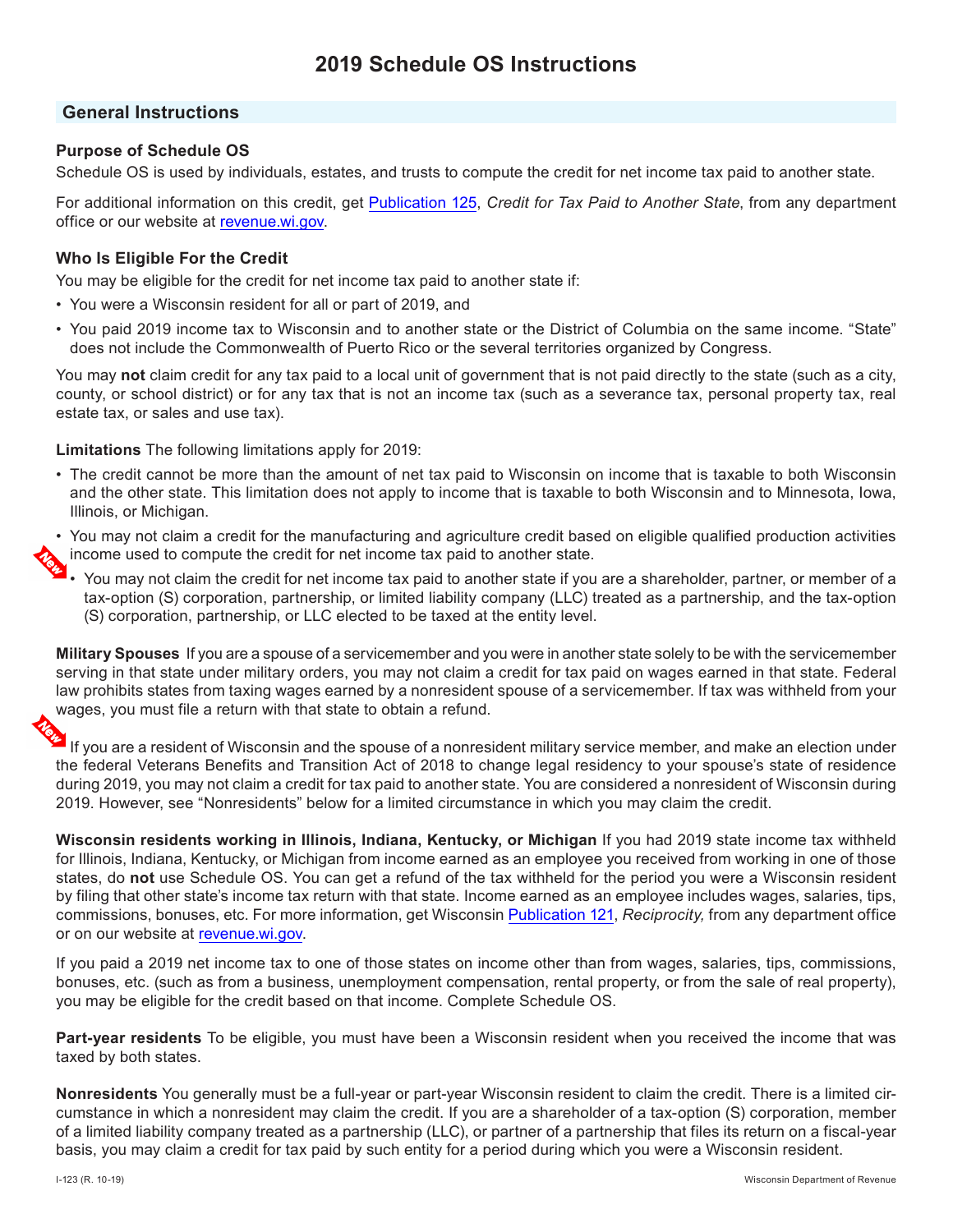# 2019 Schedule OS Instructions

## General Instructions

### Purpose of Schedule OS

Schedule OS is used by individuals, estates, and trusts to compute the credit for net income tax paid to another state.

For additional information on this credit, get Publication 125, *Credit for Tax Paid to Another State*, from any department office or our website at revenue.wi.gov.

### Who Is Eligible For the Credit

You may be eligible for the credit for net income tax paid to another state if:

- You were a Wisconsin resident for all or part of 2019, and
- You paid 2019 income tax to Wisconsin and to another state or the District of Columbia on the same income. "State" does not include the Commonwealth of Puerto Rico or the several territories organized by Congress.

You may **not** claim credit for any tax paid to a local unit of government that is not paid directly to the state (such as a city, county, or school district) or for any tax that is not an income tax (such as a severance tax, personal property tax, real estate tax, or sales and use tax).

**Limitations** The following limitations apply for 2019:

- The credit cannot be more than the amount of net tax paid to Wisconsin on income that is taxable to both Wisconsin and the other state. This limitation does not apply to income that is taxable to both Wisconsin and to Minnesota, Iowa, Illinois, or Michigan.
- You may not claim a credit for the manufacturing and agriculture credit based on eligible qualified production activities income used to compute the credit for net income tax paid to another state.
- New: You may not claim the credit for net income tax paid to another state if you are a shareholder, partner, or member of a tax-option (S) corporation, partnership, or limited liability company (LLC) treated as a partnership, and the tax-option (S) corporation, partnership, or LLC elected to be taxed at the entity level.

**Military Spouses** If you are a spouse of a servicemember and you were in another state solely to be with the servicemember serving in that state under military orders, you may not claim a credit for tax paid on wages earned in that state. Federal law prohibits states from taxing wages earned by a nonresident spouse of a servicemember. If tax was withheld from your wages, you must file a return with that state to obtain a refund.

New: If you are a resident of Wisconsin and the spouse of a nonresident military service member, and make an election under the federal Veterans Benefits and Transition Act of 2018 to change legal residency to your spouse's state of residence during 2019, you may not claim a credit for tax paid to another state. You are considered a nonresident of Wisconsin during 2019. However, see "Nonresidents" below for a limited circumstance in which you may claim the credit.

**Wisconsin residents working in Illinois, Indiana, Kentucky, or Michigan** If you had 2019 state income tax withheld for Illinois, Indiana, Kentucky, or Michigan from income earned as an employee you received from working in one of those states, do **not** use Schedule OS. You can get a refund of the tax withheld for the period you were a Wisconsin resident by filing that other state's income tax return with that state. Income earned as an employee includes wages, salaries, tips, commissions, bonuses, etc. For more information, get Wisconsin Publication 121, *Reciprocity,* from any department office or on our website at revenue.wi.gov.

If you paid a 2019 net income tax to one of those states on income other than from wages, salaries, tips, commissions, bonuses, etc. (such as from a business, unemployment compensation, rental property, or from the sale of real property), you may be eligible for the credit based on that income. Complete Schedule OS.

**Part-year residents** To be eligible, you must have been a Wisconsin resident when you received the income that was taxed by both states.

**Nonresidents** You generally must be a full-year or part-year Wisconsin resident to claim the credit. There is a limited circumstance in which a nonresident may claim the credit. If you are a shareholder of a tax-option (S) corporation, member of a limited liability company treated as a partnership (LLC), or partner of a partnership that files its return on a fiscal-year basis, you may claim a credit for tax paid by such entity for a period during which you were a Wisconsin resident.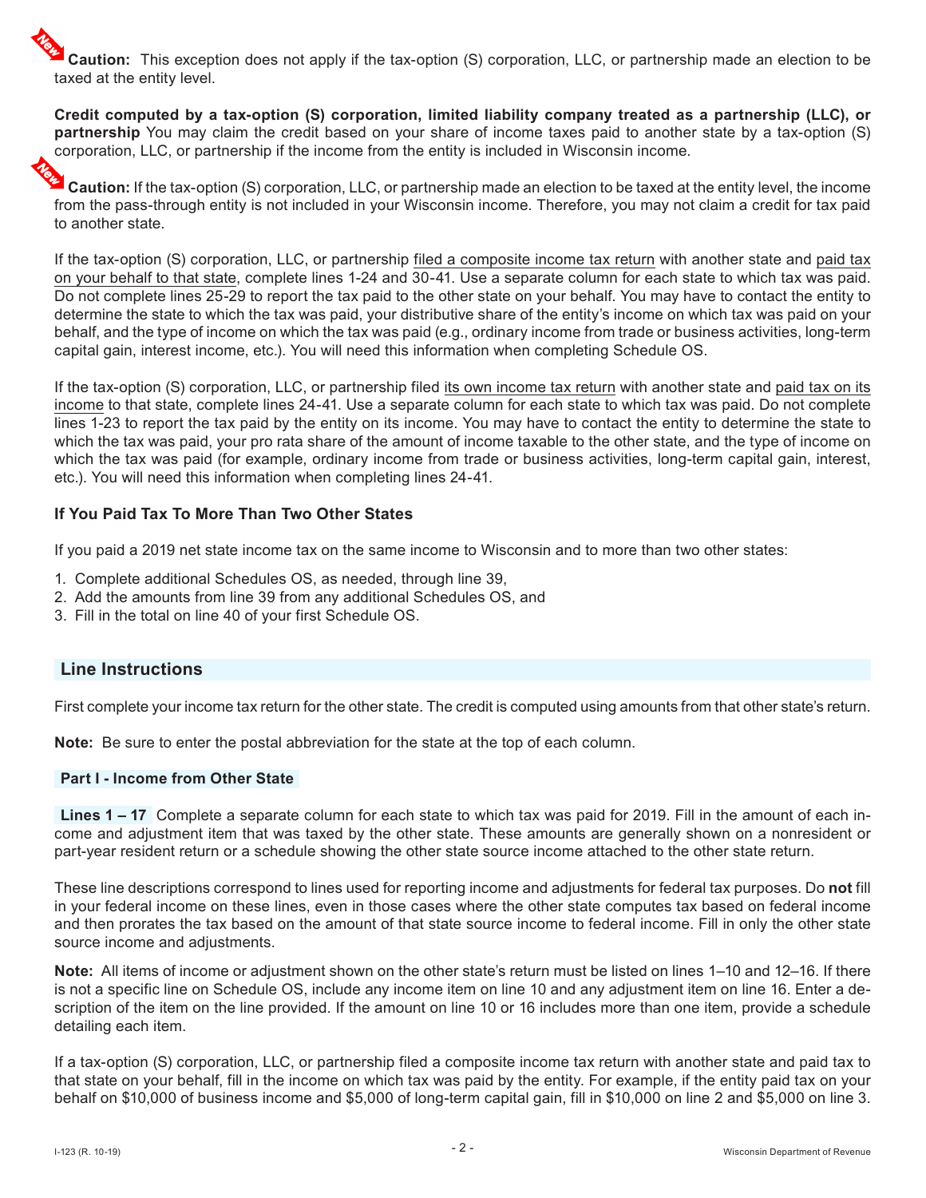**Caution:** This exception does not apply if the tax-option (S) corporation, LLC, or partnership made an election to be taxed at the entity level.

**Credit computed by a tax-option (S) corporation, limited liability company treated as a partnership (LLC), or partnership** You may claim the credit based on your share of income taxes paid to another state by a tax-option (S) corporation, LLC, or partnership if the income from the entity is included in Wisconsin income.

**Caution:** If the tax-option (S) corporation, LLC, or partnership made an election to be taxed at the entity level, the income from the pass-through entity is not included in your Wisconsin income. Therefore, you may not claim a credit for tax paid to another state.

If the tax-option (S) corporation, LLC, or partnership filed a composite income tax return with another state and paid tax on your behalf to that state, complete lines 1-24 and 30-41. Use a separate column for each state to which tax was paid. Do not complete lines 25-29 to report the tax paid to the other state on your behalf. You may have to contact the entity to determine the state to which the tax was paid, your distributive share of the entity's income on which tax was paid on your behalf, and the type of income on which the tax was paid (e.g., ordinary income from trade or business activities, long-term capital gain, interest income, etc.). You will need this information when completing Schedule OS.

If the tax-option (S) corporation, LLC, or partnership filed its own income tax return with another state and paid tax on its income to that state, complete lines 24-41. Use a separate column for each state to which tax was paid. Do not complete lines 1-23 to report the tax paid by the entity on its income. You may have to contact the entity to determine the state to which the tax was paid, your pro rata share of the amount of income taxable to the other state, and the type of income on which the tax was paid (for example, ordinary income from trade or business activities, long-term capital gain, interest, etc.). You will need this information when completing lines 24-41.

### If You Paid Tax To More Than Two Other States

If you paid a 2019 net state income tax on the same income to Wisconsin and to more than two other states:

1. Complete additional Schedules OS, as needed, through line 39,
2. Add the amounts from line 39 from any additional Schedules OS, and
3. Fill in the total on line 40 of your first Schedule OS.

## Line Instructions

First complete your income tax return for the other state. The credit is computed using amounts from that other state's return.

**Note:** Be sure to enter the postal abbreviation for the state at the top of each column.

### Part I - Income from Other State

**Lines 1 – 17** Complete a separate column for each state to which tax was paid for 2019. Fill in the amount of each income and adjustment item that was taxed by the other state. These amounts are generally shown on a nonresident or part-year resident return or a schedule showing the other state source income attached to the other state return.

These line descriptions correspond to lines used for reporting income and adjustments for federal tax purposes. Do **not** fill in your federal income on these lines, even in those cases where the other state computes tax based on federal income and then prorates the tax based on the amount of that state source income to federal income. Fill in only the other state source income and adjustments.

**Note:** All items of income or adjustment shown on the other state's return must be listed on lines 1–10 and 12–16. If there is not a specific line on Schedule OS, include any income item on line 10 and any adjustment item on line 16. Enter a description of the item on the line provided. If the amount on line 10 or 16 includes more than one item, provide a schedule detailing each item.

If a tax-option (S) corporation, LLC, or partnership filed a composite income tax return with another state and paid tax to that state on your behalf, fill in the income on which tax was paid by the entity. For example, if the entity paid tax on your behalf on $10,000 of business income and $5,000 of long-term capital gain, fill in $10,000 on line 2 and $5,000 on line 3.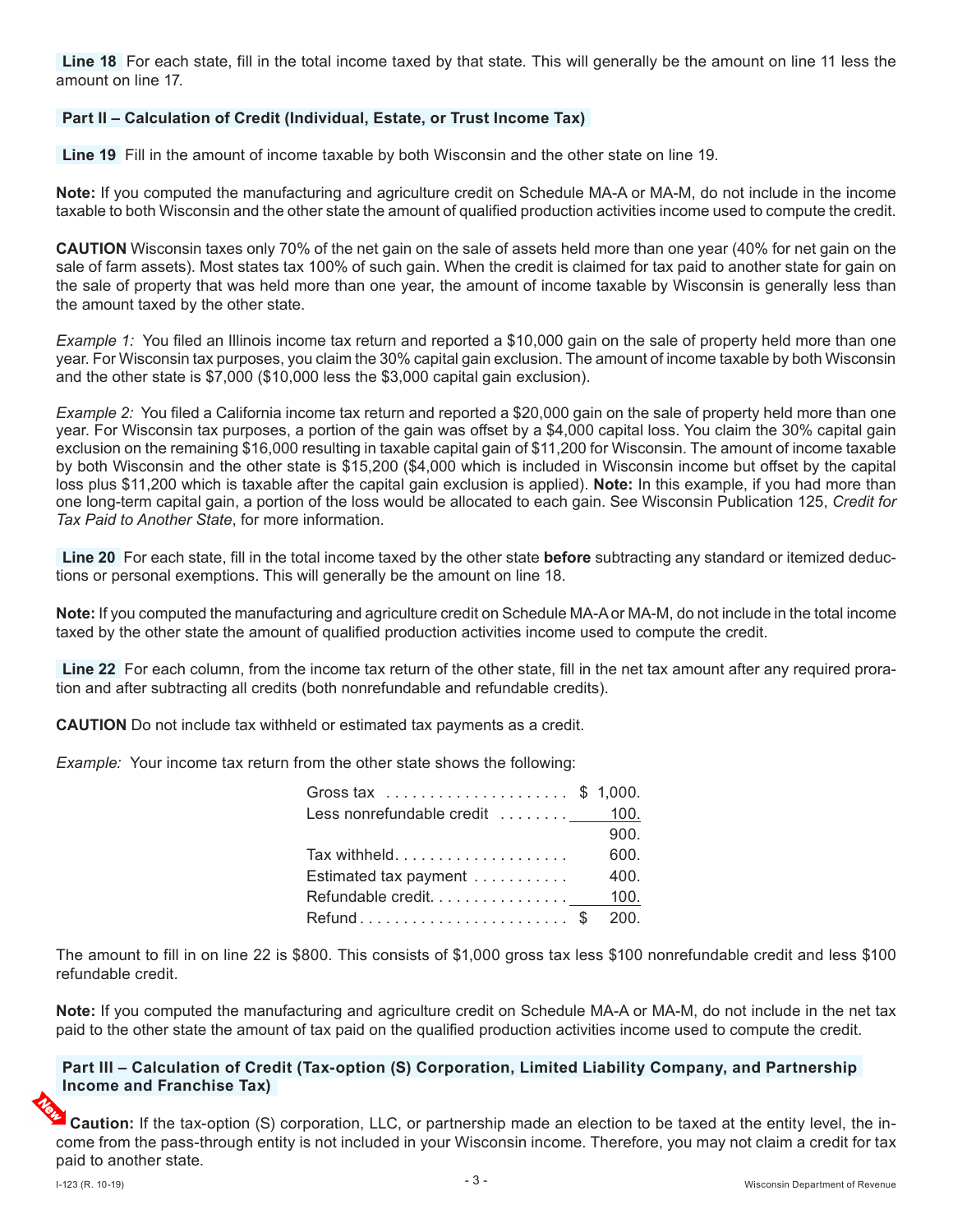**Line 18** For each state, fill in the total income taxed by that state. This will generally be the amount on line 11 less the amount on line 17.

## Part II – Calculation of Credit (Individual, Estate, or Trust Income Tax)

**Line 19** Fill in the amount of income taxable by both Wisconsin and the other state on line 19.

**Note:** If you computed the manufacturing and agriculture credit on Schedule MA-A or MA-M, do not include in the income taxable to both Wisconsin and the other state the amount of qualified production activities income used to compute the credit.

**CAUTION** Wisconsin taxes only 70% of the net gain on the sale of assets held more than one year (40% for net gain on the sale of farm assets). Most states tax 100% of such gain. When the credit is claimed for tax paid to another state for gain on the sale of property that was held more than one year, the amount of income taxable by Wisconsin is generally less than the amount taxed by the other state.

*Example 1:* You filed an Illinois income tax return and reported a $10,000 gain on the sale of property held more than one year. For Wisconsin tax purposes, you claim the 30% capital gain exclusion. The amount of income taxable by both Wisconsin and the other state is $7,000 ($10,000 less the $3,000 capital gain exclusion).

*Example 2:* You filed a California income tax return and reported a $20,000 gain on the sale of property held more than one year. For Wisconsin tax purposes, a portion of the gain was offset by a $4,000 capital loss. You claim the 30% capital gain exclusion on the remaining $16,000 resulting in taxable capital gain of $11,200 for Wisconsin. The amount of income taxable by both Wisconsin and the other state is $15,200 ($4,000 which is included in Wisconsin income but offset by the capital loss plus $11,200 which is taxable after the capital gain exclusion is applied). **Note:** In this example, if you had more than one long-term capital gain, a portion of the loss would be allocated to each gain. See Wisconsin Publication 125, *Credit for Tax Paid to Another State*, for more information.

**Line 20** For each state, fill in the total income taxed by the other state **before** subtracting any standard or itemized deductions or personal exemptions. This will generally be the amount on line 18.

**Note:** If you computed the manufacturing and agriculture credit on Schedule MA-A or MA-M, do not include in the total income taxed by the other state the amount of qualified production activities income used to compute the credit.

**Line 22** For each column, from the income tax return of the other state, fill in the net tax amount after any required proration and after subtracting all credits (both nonrefundable and refundable credits).

**CAUTION** Do not include tax withheld or estimated tax payments as a credit.

*Example:* Your income tax return from the other state shows the following:

| | |
|---|---|
| Gross tax | $ 1,000. |
| Less nonrefundable credit | 100. |
| | 900. |
| Tax withheld | 600. |
| Estimated tax payment | 400. |
| Refundable credit | 100. |
| Refund | $ 200. |

The amount to fill in on line 22 is $800. This consists of $1,000 gross tax less $100 nonrefundable credit and less $100 refundable credit.

**Note:** If you computed the manufacturing and agriculture credit on Schedule MA-A or MA-M, do not include in the net tax paid to the other state the amount of tax paid on the qualified production activities income used to compute the credit.

## Part III – Calculation of Credit (Tax-option (S) Corporation, Limited Liability Company, and Partnership Income and Franchise Tax)

New **Caution:** If the tax-option (S) corporation, LLC, or partnership made an election to be taxed at the entity level, the income from the pass-through entity is not included in your Wisconsin income. Therefore, you may not claim a credit for tax paid to another state.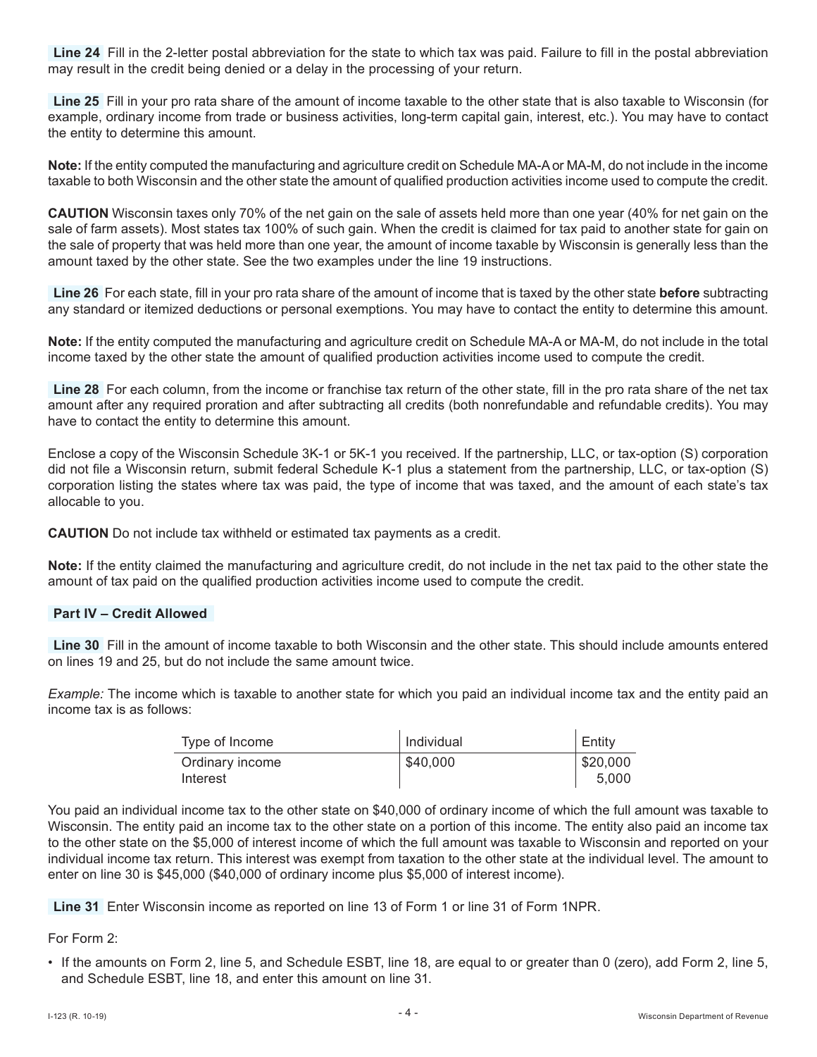**Line 24** Fill in the 2-letter postal abbreviation for the state to which tax was paid. Failure to fill in the postal abbreviation may result in the credit being denied or a delay in the processing of your return.

**Line 25** Fill in your pro rata share of the amount of income taxable to the other state that is also taxable to Wisconsin (for example, ordinary income from trade or business activities, long-term capital gain, interest, etc.). You may have to contact the entity to determine this amount.

**Note:** If the entity computed the manufacturing and agriculture credit on Schedule MA-A or MA-M, do not include in the income taxable to both Wisconsin and the other state the amount of qualified production activities income used to compute the credit.

**CAUTION** Wisconsin taxes only 70% of the net gain on the sale of assets held more than one year (40% for net gain on the sale of farm assets). Most states tax 100% of such gain. When the credit is claimed for tax paid to another state for gain on the sale of property that was held more than one year, the amount of income taxable by Wisconsin is generally less than the amount taxed by the other state. See the two examples under the line 19 instructions.

**Line 26** For each state, fill in your pro rata share of the amount of income that is taxed by the other state **before** subtracting any standard or itemized deductions or personal exemptions. You may have to contact the entity to determine this amount.

**Note:** If the entity computed the manufacturing and agriculture credit on Schedule MA-A or MA-M, do not include in the total income taxed by the other state the amount of qualified production activities income used to compute the credit.

**Line 28** For each column, from the income or franchise tax return of the other state, fill in the pro rata share of the net tax amount after any required proration and after subtracting all credits (both nonrefundable and refundable credits). You may have to contact the entity to determine this amount.

Enclose a copy of the Wisconsin Schedule 3K-1 or 5K-1 you received. If the partnership, LLC, or tax-option (S) corporation did not file a Wisconsin return, submit federal Schedule K-1 plus a statement from the partnership, LLC, or tax-option (S) corporation listing the states where tax was paid, the type of income that was taxed, and the amount of each state's tax allocable to you.

**CAUTION** Do not include tax withheld or estimated tax payments as a credit.

**Note:** If the entity claimed the manufacturing and agriculture credit, do not include in the net tax paid to the other state the amount of tax paid on the qualified production activities income used to compute the credit.

### Part IV – Credit Allowed

**Line 30** Fill in the amount of income taxable to both Wisconsin and the other state. This should include amounts entered on lines 19 and 25, but do not include the same amount twice.

*Example:* The income which is taxable to another state for which you paid an individual income tax and the entity paid an income tax is as follows:

| Type of Income | Individual | Entity |
|---|---|---|
| Ordinary income | $40,000 | $20,000 |
| Interest | | 5,000 |

You paid an individual income tax to the other state on $40,000 of ordinary income of which the full amount was taxable to Wisconsin. The entity paid an income tax to the other state on a portion of this income. The entity also paid an income tax to the other state on the $5,000 of interest income of which the full amount was taxable to Wisconsin and reported on your individual income tax return. This interest was exempt from taxation to the other state at the individual level. The amount to enter on line 30 is $45,000 ($40,000 of ordinary income plus $5,000 of interest income).

**Line 31** Enter Wisconsin income as reported on line 13 of Form 1 or line 31 of Form 1NPR.

For Form 2:

- If the amounts on Form 2, line 5, and Schedule ESBT, line 18, are equal to or greater than 0 (zero), add Form 2, line 5, and Schedule ESBT, line 18, and enter this amount on line 31.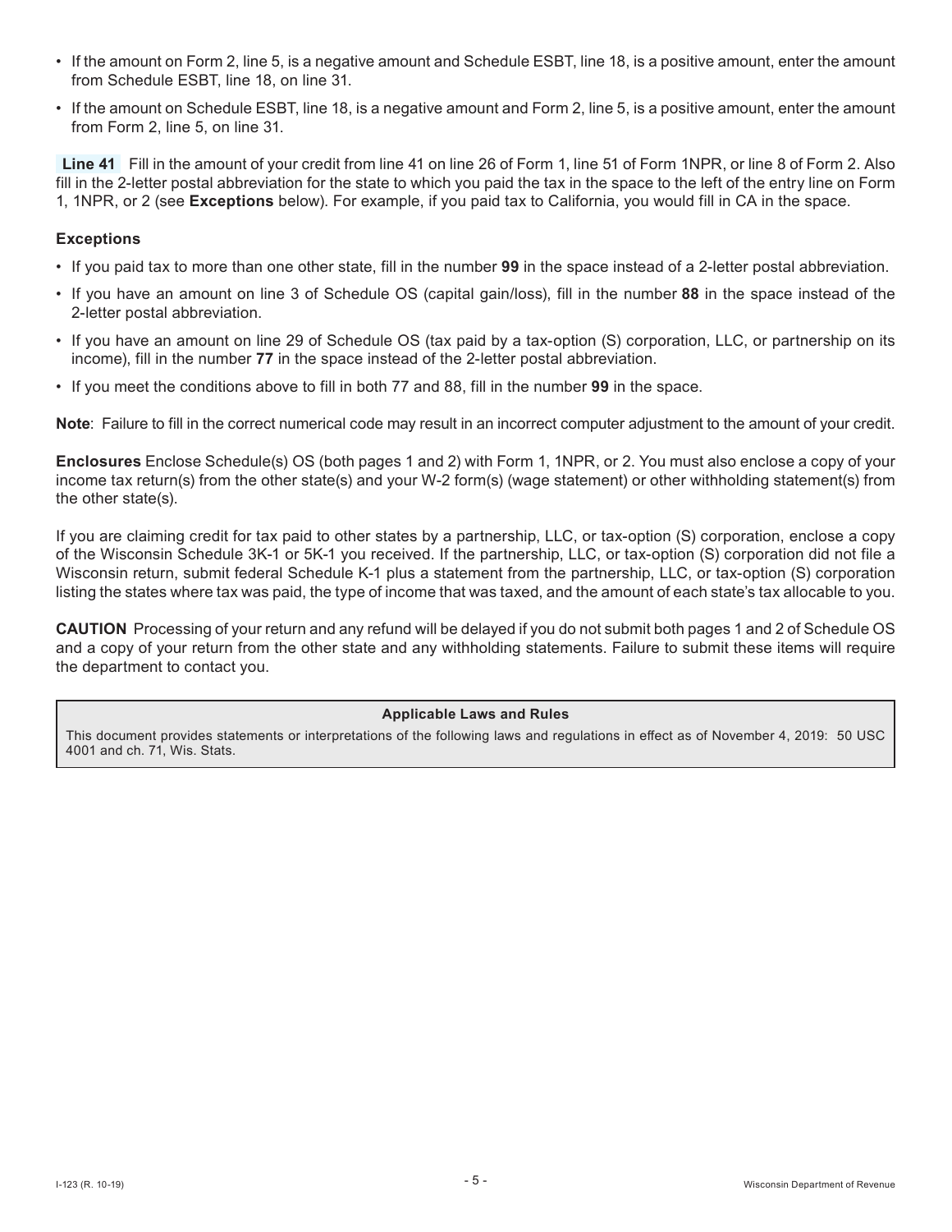- If the amount on Form 2, line 5, is a negative amount and Schedule ESBT, line 18, is a positive amount, enter the amount from Schedule ESBT, line 18, on line 31.
- If the amount on Schedule ESBT, line 18, is a negative amount and Form 2, line 5, is a positive amount, enter the amount from Form 2, line 5, on line 31.

**Line 41** Fill in the amount of your credit from line 41 on line 26 of Form 1, line 51 of Form 1NPR, or line 8 of Form 2. Also fill in the 2-letter postal abbreviation for the state to which you paid the tax in the space to the left of the entry line on Form 1, 1NPR, or 2 (see **Exceptions** below). For example, if you paid tax to California, you would fill in CA in the space.

### Exceptions

- If you paid tax to more than one other state, fill in the number **99** in the space instead of a 2-letter postal abbreviation.
- If you have an amount on line 3 of Schedule OS (capital gain/loss), fill in the number **88** in the space instead of the 2-letter postal abbreviation.
- If you have an amount on line 29 of Schedule OS (tax paid by a tax-option (S) corporation, LLC, or partnership on its income), fill in the number **77** in the space instead of the 2-letter postal abbreviation.
- If you meet the conditions above to fill in both 77 and 88, fill in the number **99** in the space.

**Note**: Failure to fill in the correct numerical code may result in an incorrect computer adjustment to the amount of your credit.

**Enclosures** Enclose Schedule(s) OS (both pages 1 and 2) with Form 1, 1NPR, or 2. You must also enclose a copy of your income tax return(s) from the other state(s) and your W-2 form(s) (wage statement) or other withholding statement(s) from the other state(s).

If you are claiming credit for tax paid to other states by a partnership, LLC, or tax-option (S) corporation, enclose a copy of the Wisconsin Schedule 3K-1 or 5K-1 you received. If the partnership, LLC, or tax-option (S) corporation did not file a Wisconsin return, submit federal Schedule K-1 plus a statement from the partnership, LLC, or tax-option (S) corporation listing the states where tax was paid, the type of income that was taxed, and the amount of each state's tax allocable to you.

**CAUTION** Processing of your return and any refund will be delayed if you do not submit both pages 1 and 2 of Schedule OS and a copy of your return from the other state and any withholding statements. Failure to submit these items will require the department to contact you.

**Applicable Laws and Rules**

This document provides statements or interpretations of the following laws and regulations in effect as of November 4, 2019: 50 USC 4001 and ch. 71, Wis. Stats.